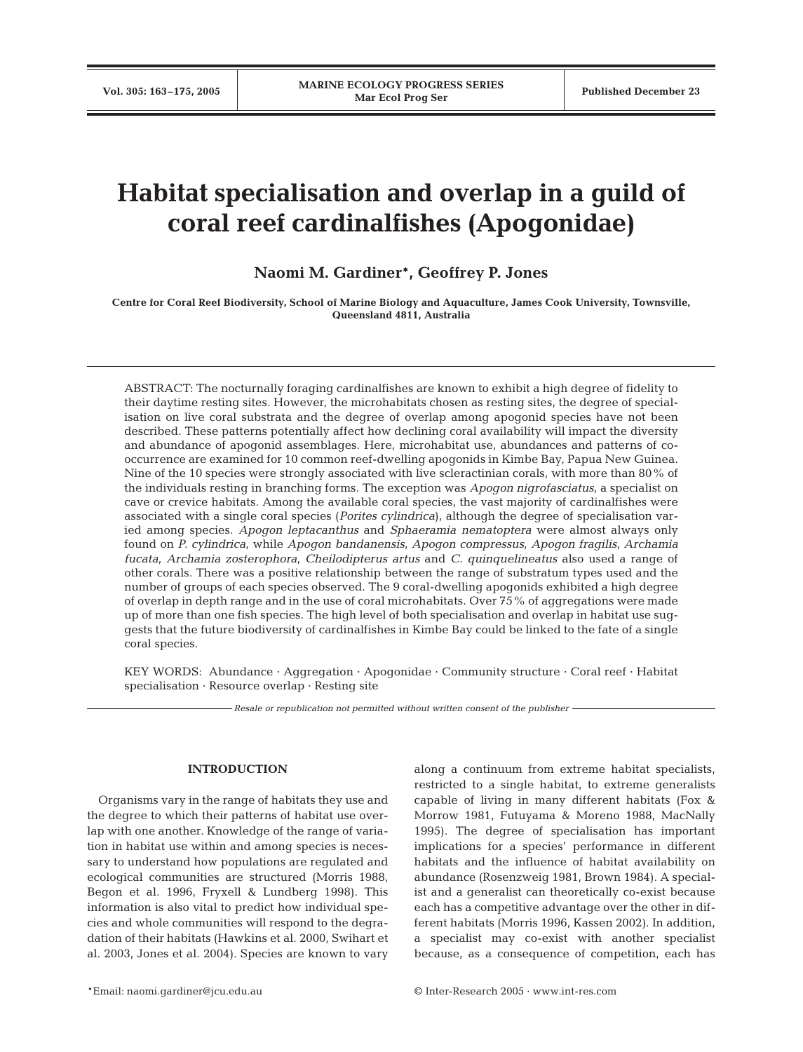# Habitat specialisation and overlap in a guild of coral reef cardinalfishes (Apogonidae)

**Naomi M. Gardiner*, Geoffrey P. Jones**

**Centre for Coral Reef Biodiversity, School of Marine Biology and Aquaculture, James Cook University, Townsville, Queensland 4811, Australia**

ABSTRACT: The nocturnally foraging cardinalfishes are known to exhibit a high degree of fidelity to their daytime resting sites. However, the microhabitats chosen as resting sites, the degree of specialisation on live coral substrata and the degree of overlap among apogonid species have not been described. These patterns potentially affect how declining coral availability will impact the diversity and abundance of apogonid assemblages. Here, microhabitat use, abundances and patterns of co-occurrence are examined for 10 common reef-dwelling apogonids in Kimbe Bay, Papua New Guinea. Nine of the 10 species were strongly associated with live scleractinian corals, with more than 80% of the individuals resting in branching forms. The exception was *Apogon nigrofasciatus*, a specialist on cave or crevice habitats. Among the available coral species, the vast majority of cardinalfishes were associated with a single coral species (*Porites cylindrica*), although the degree of specialisation varied among species. *Apogon leptacanthus* and *Sphaeramia nematoptera* were almost always only found on *P. cylindrica*, while *Apogon bandanensis*, *Apogon compressus*, *Apogon fragilis*, *Archamia fucata*, *Archamia zosterophora*, *Cheilodipterus artus* and *C. quinquelineatus* also used a range of other corals. There was a positive relationship between the range of substratum types used and the number of groups of each species observed. The 9 coral-dwelling apogonids exhibited a high degree of overlap in depth range and in the use of coral microhabitats. Over 75% of aggregations were made up of more than one fish species. The high level of both specialisation and overlap in habitat use suggests that the future biodiversity of cardinalfishes in Kimbe Bay could be linked to the fate of a single coral species.

KEY WORDS: Abundance · Aggregation · Apogonidae · Community structure · Coral reef · Habitat specialisation · Resource overlap · Resting site

*Resale or republication not permitted without written consent of the publisher*

## INTRODUCTION

Organisms vary in the range of habitats they use and the degree to which their patterns of habitat use overlap with one another. Knowledge of the range of variation in habitat use within and among species is necessary to understand how populations are regulated and ecological communities are structured (Morris 1988, Begon et al. 1996, Fryxell & Lundberg 1998). This information is also vital to predict how individual species and whole communities will respond to the degradation of their habitats (Hawkins et al. 2000, Swihart et al. 2003, Jones et al. 2004). Species are known to vary along a continuum from extreme habitat specialists, restricted to a single habitat, to extreme generalists capable of living in many different habitats (Fox & Morrow 1981, Futuyama & Moreno 1988, MacNally 1995). The degree of specialisation has important implications for a species' performance in different habitats and the influence of habitat availability on abundance (Rosenzweig 1981, Brown 1984). A specialist and a generalist can theoretically co-exist because each has a competitive advantage over the other in different habitats (Morris 1996, Kassen 2002). In addition, a specialist may co-exist with another specialist because, as a consequence of competition, each has

*Email: naomi.gardiner@jcu.edu.au

© Inter-Research 2005 · www.int-res.com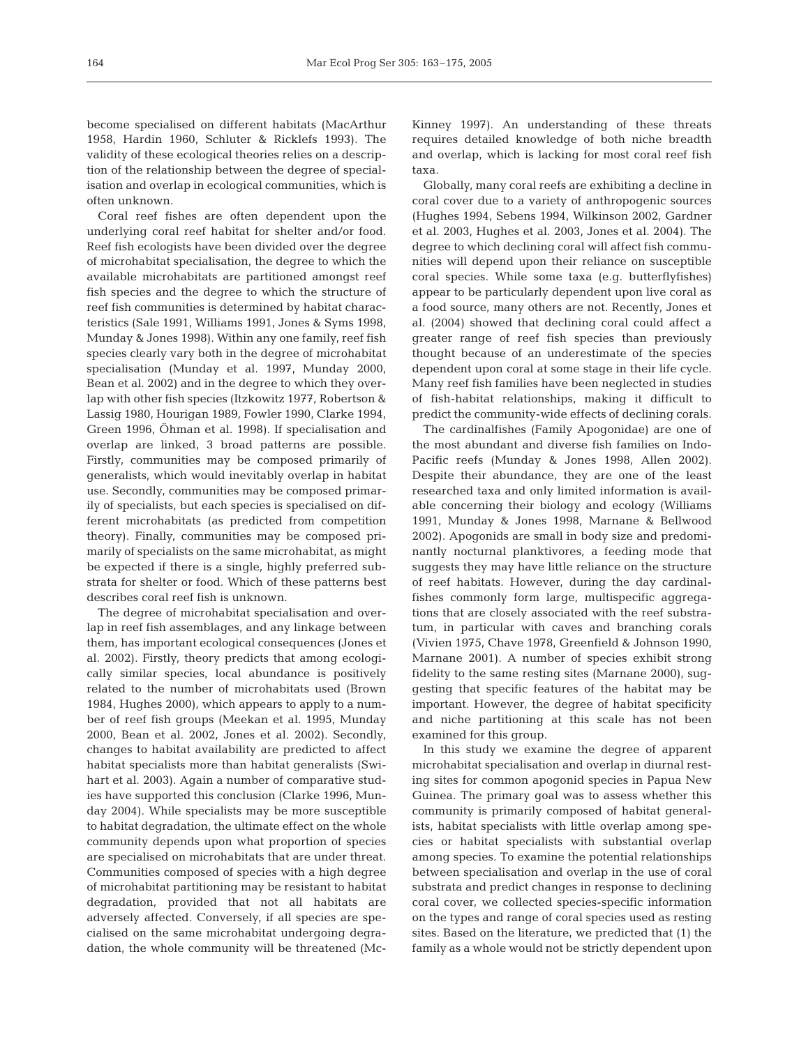become specialised on different habitats (MacArthur 1958, Hardin 1960, Schluter & Ricklefs 1993). The validity of these ecological theories relies on a description of the relationship between the degree of specialisation and overlap in ecological communities, which is often unknown.

Coral reef fishes are often dependent upon the underlying coral reef habitat for shelter and/or food. Reef fish ecologists have been divided over the degree of microhabitat specialisation, the degree to which the available microhabitats are partitioned amongst reef fish species and the degree to which the structure of reef fish communities is determined by habitat characteristics (Sale 1991, Williams 1991, Jones & Syms 1998, Munday & Jones 1998). Within any one family, reef fish species clearly vary both in the degree of microhabitat specialisation (Munday et al. 1997, Munday 2000, Bean et al. 2002) and in the degree to which they overlap with other fish species (Itzkowitz 1977, Robertson & Lassig 1980, Hourigan 1989, Fowler 1990, Clarke 1994, Green 1996, Öhman et al. 1998). If specialisation and overlap are linked, 3 broad patterns are possible. Firstly, communities may be composed primarily of generalists, which would inevitably overlap in habitat use. Secondly, communities may be composed primarily of specialists, but each species is specialised on different microhabitats (as predicted from competition theory). Finally, communities may be composed primarily of specialists on the same microhabitat, as might be expected if there is a single, highly preferred substrata for shelter or food. Which of these patterns best describes coral reef fish is unknown.

The degree of microhabitat specialisation and overlap in reef fish assemblages, and any linkage between them, has important ecological consequences (Jones et al. 2002). Firstly, theory predicts that among ecologically similar species, local abundance is positively related to the number of microhabitats used (Brown 1984, Hughes 2000), which appears to apply to a number of reef fish groups (Meekan et al. 1995, Munday 2000, Bean et al. 2002, Jones et al. 2002). Secondly, changes to habitat availability are predicted to affect habitat specialists more than habitat generalists (Swihart et al. 2003). Again a number of comparative studies have supported this conclusion (Clarke 1996, Munday 2004). While specialists may be more susceptible to habitat degradation, the ultimate effect on the whole community depends upon what proportion of species are specialised on microhabitats that are under threat. Communities composed of species with a high degree of microhabitat partitioning may be resistant to habitat degradation, provided that not all habitats are adversely affected. Conversely, if all species are specialised on the same microhabitat undergoing degradation, the whole community will be threatened (McKinney 1997). An understanding of these threats requires detailed knowledge of both niche breadth and overlap, which is lacking for most coral reef fish taxa.

Globally, many coral reefs are exhibiting a decline in coral cover due to a variety of anthropogenic sources (Hughes 1994, Sebens 1994, Wilkinson 2002, Gardner et al. 2003, Hughes et al. 2003, Jones et al. 2004). The degree to which declining coral will affect fish communities will depend upon their reliance on susceptible coral species. While some taxa (e.g. butterflyfishes) appear to be particularly dependent upon live coral as a food source, many others are not. Recently, Jones et al. (2004) showed that declining coral could affect a greater range of reef fish species than previously thought because of an underestimate of the species dependent upon coral at some stage in their life cycle. Many reef fish families have been neglected in studies of fish-habitat relationships, making it difficult to predict the community-wide effects of declining corals.

The cardinalfishes (Family Apogonidae) are one of the most abundant and diverse fish families on Indo-Pacific reefs (Munday & Jones 1998, Allen 2002). Despite their abundance, they are one of the least researched taxa and only limited information is available concerning their biology and ecology (Williams 1991, Munday & Jones 1998, Marnane & Bellwood 2002). Apogonids are small in body size and predominantly nocturnal planktivores, a feeding mode that suggests they may have little reliance on the structure of reef habitats. However, during the day cardinalfishes commonly form large, multispecific aggregations that are closely associated with the reef substratum, in particular with caves and branching corals (Vivien 1975, Chave 1978, Greenfield & Johnson 1990, Marnane 2001). A number of species exhibit strong fidelity to the same resting sites (Marnane 2000), suggesting that specific features of the habitat may be important. However, the degree of habitat specificity and niche partitioning at this scale has not been examined for this group.

In this study we examine the degree of apparent microhabitat specialisation and overlap in diurnal resting sites for common apogonid species in Papua New Guinea. The primary goal was to assess whether this community is primarily composed of habitat generalists, habitat specialists with little overlap among species or habitat specialists with substantial overlap among species. To examine the potential relationships between specialisation and overlap in the use of coral substrata and predict changes in response to declining coral cover, we collected species-specific information on the types and range of coral species used as resting sites. Based on the literature, we predicted that (1) the family as a whole would not be strictly dependent upon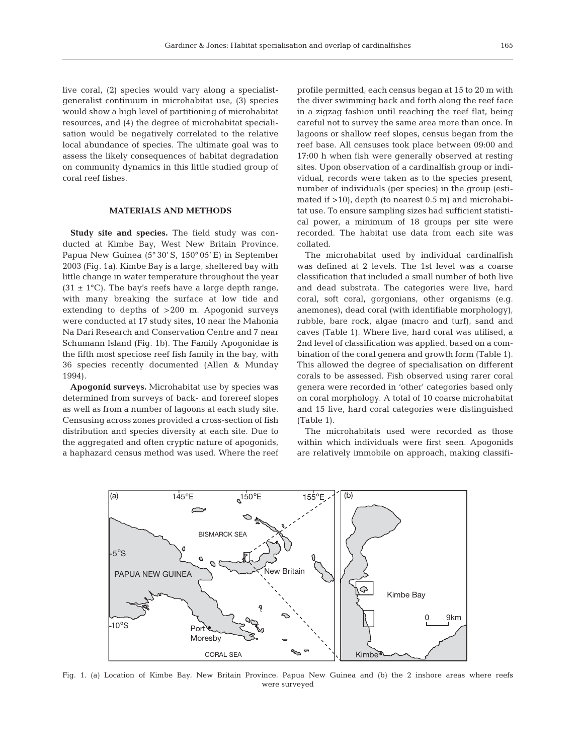live coral, (2) species would vary along a specialist-generalist continuum in microhabitat use, (3) species would show a high level of partitioning of microhabitat resources, and (4) the degree of microhabitat specialisation would be negatively correlated to the relative local abundance of species. The ultimate goal was to assess the likely consequences of habitat degradation on community dynamics in this little studied group of coral reef fishes.

## MATERIALS AND METHODS

**Study site and species.** The field study was conducted at Kimbe Bay, West New Britain Province, Papua New Guinea (5° 30′ S, 150° 05′ E) in September 2003 (Fig. 1a). Kimbe Bay is a large, sheltered bay with little change in water temperature throughout the year (31 ± 1°C). The bay's reefs have a large depth range, with many breaking the surface at low tide and extending to depths of >200 m. Apogonid surveys were conducted at 17 study sites, 10 near the Mahonia Na Dari Research and Conservation Centre and 7 near Schumann Island (Fig. 1b). The Family Apogonidae is the fifth most speciose reef fish family in the bay, with 36 species recently documented (Allen & Munday 1994).

**Apogonid surveys.** Microhabitat use by species was determined from surveys of back- and forereef slopes as well as from a number of lagoons at each study site. Censusing across zones provided a cross-section of fish distribution and species diversity at each site. Due to the aggregated and often cryptic nature of apogonids, a haphazard census method was used. Where the reef profile permitted, each census began at 15 to 20 m with the diver swimming back and forth along the reef face in a zigzag fashion until reaching the reef flat, being careful not to survey the same area more than once. In lagoons or shallow reef slopes, census began from the reef base. All censuses took place between 09:00 and 17:00 h when fish were generally observed at resting sites. Upon observation of a cardinalfish group or individual, records were taken as to the species present, number of individuals (per species) in the group (estimated if >10), depth (to nearest 0.5 m) and microhabitat use. To ensure sampling sizes had sufficient statistical power, a minimum of 18 groups per site were recorded. The habitat use data from each site was collated.

The microhabitat used by individual cardinalfish was defined at 2 levels. The 1st level was a coarse classification that included a small number of both live and dead substrata. The categories were live, hard coral, soft coral, gorgonians, other organisms (e.g. anemones), dead coral (with identifiable morphology), rubble, bare rock, algae (macro and turf), sand and caves (Table 1). Where live, hard coral was utilised, a 2nd level of classification was applied, based on a combination of the coral genera and growth form (Table 1). This allowed the degree of specialisation on different corals to be assessed. Fish observed using rarer coral genera were recorded in 'other' categories based only on coral morphology. A total of 10 coarse microhabitat and 15 live, hard coral categories were distinguished (Table 1).

The microhabitats used were recorded as those within which individuals were first seen. Apogonids are relatively immobile on approach, making classifi-

Fig. 1. (a) Location of Kimbe Bay, New Britain Province, Papua New Guinea and (b) the 2 inshore areas where reefs were surveyed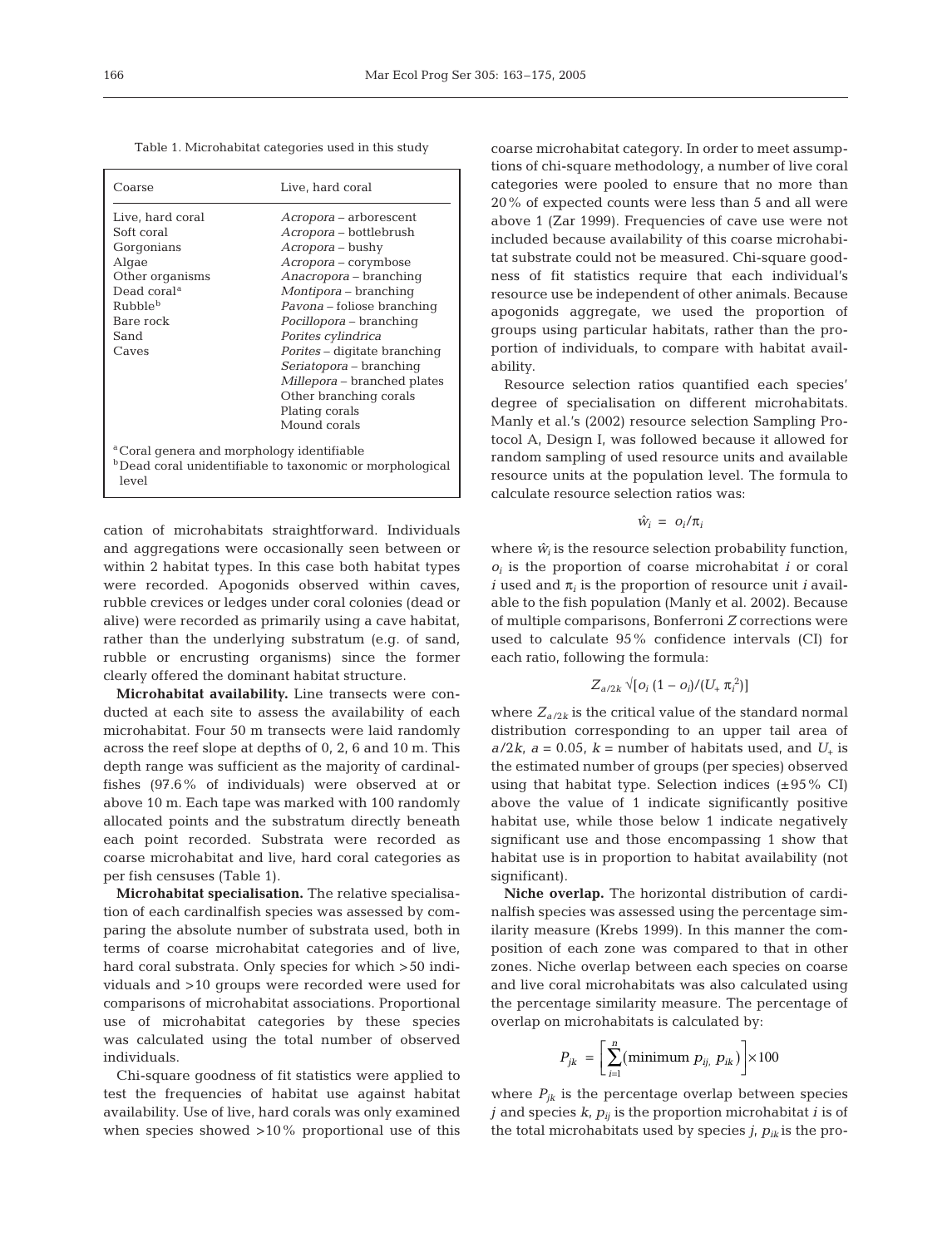Table 1. Microhabitat categories used in this study

| Coarse | Live, hard coral |
|---|---|
| Live, hard coral | *Acropora* – arborescent |
| Soft coral | *Acropora* – bottlebrush |
| Gorgonians | *Acropora* – bushy |
| Algae | *Acropora* – corymbose |
| Other organisms | *Anacropora* – branching |
| Dead coral[a] | *Montipora* – branching |
| Rubble[b] | *Pavona* – foliose branching |
| Bare rock | *Pocillopora* – branching |
| Sand | *Porites cylindrica* |
| Caves | *Porites* – digitate branching |
| | *Seriatopora* – branching |
| | *Millepora* – branched plates |
| | Other branching corals |
| | Plating corals |
| | Mound corals |

[a]Coral genera and morphology identifiable
[b]Dead coral unidentifiable to taxonomic or morphological level

cation of microhabitats straightforward. Individuals and aggregations were occasionally seen between or within 2 habitat types. In this case both habitat types were recorded. Apogonids observed within caves, rubble crevices or ledges under coral colonies (dead or alive) were recorded as primarily using a cave habitat, rather than the underlying substratum (e.g. of sand, rubble or encrusting organisms) since the former clearly offered the dominant habitat structure.

**Microhabitat availability.** Line transects were conducted at each site to assess the availability of each microhabitat. Four 50 m transects were laid randomly across the reef slope at depths of 0, 2, 6 and 10 m. This depth range was sufficient as the majority of cardinalfishes (97.6% of individuals) were observed at or above 10 m. Each tape was marked with 100 randomly allocated points and the substratum directly beneath each point recorded. Substrata were recorded as coarse microhabitat and live, hard coral categories as per fish censuses (Table 1).

**Microhabitat specialisation.** The relative specialisation of each cardinalfish species was assessed by comparing the absolute number of substrata used, both in terms of coarse microhabitat categories and of live, hard coral substrata. Only species for which >50 individuals and >10 groups were recorded were used for comparisons of microhabitat associations. Proportional use of microhabitat categories by these species was calculated using the total number of observed individuals.

Chi-square goodness of fit statistics were applied to test the frequencies of habitat use against habitat availability. Use of live, hard corals was only examined when species showed >10% proportional use of this coarse microhabitat category. In order to meet assumptions of chi-square methodology, a number of live coral categories were pooled to ensure that no more than 20% of expected counts were less than 5 and all were above 1 (Zar 1999). Frequencies of cave use were not included because availability of this coarse microhabitat substrate could not be measured. Chi-square goodness of fit statistics require that each individual's resource use be independent of other animals. Because apogonids aggregate, we used the proportion of groups using particular habitats, rather than the proportion of individuals, to compare with habitat availability.

Resource selection ratios quantified each species' degree of specialisation on different microhabitats. Manly et al.'s (2002) resource selection Sampling Protocol A, Design I, was followed because it allowed for random sampling of used resource units and available resource units at the population level. The formula to calculate resource selection ratios was:

$$\hat{w}_i = o_i/\pi_i$$

where $\hat{w}_i$ is the resource selection probability function, $o_i$ is the proportion of coarse microhabitat $i$ or coral $i$ used and $\pi_i$ is the proportion of resource unit $i$ available to the fish population (Manly et al. 2002). Because of multiple comparisons, Bonferroni $Z$ corrections were used to calculate 95% confidence intervals (CI) for each ratio, following the formula:

$$Z_{a/2k}\sqrt{[o_i(1-o_i)/(U_+\pi_i^2)]}$$

where $Z_{a/2k}$ is the critical value of the standard normal distribution corresponding to an upper tail area of $a/2k$, $a = 0.05$, $k$ = number of habitats used, and $U_+$ is the estimated number of groups (per species) observed using that habitat type. Selection indices (±95% CI) above the value of 1 indicate significantly positive habitat use, while those below 1 indicate negatively significant use and those encompassing 1 show that habitat use is in proportion to habitat availability (not significant).

**Niche overlap.** The horizontal distribution of cardinalfish species was assessed using the percentage similarity measure (Krebs 1999). In this manner the composition of each zone was compared to that in other zones. Niche overlap between each species on coarse and live coral microhabitats was also calculated using the percentage similarity measure. The percentage of overlap on microhabitats is calculated by:

$$P_{jk} = \left[\sum_{i=1}^{n}(\text{minimum } p_{ij},\ p_{ik})\right]\times 100$$

where $P_{jk}$ is the percentage overlap between species $j$ and species $k$, $p_{ij}$ is the proportion microhabitat $i$ is of the total microhabitats used by species $j$, $p_{ik}$ is the pro-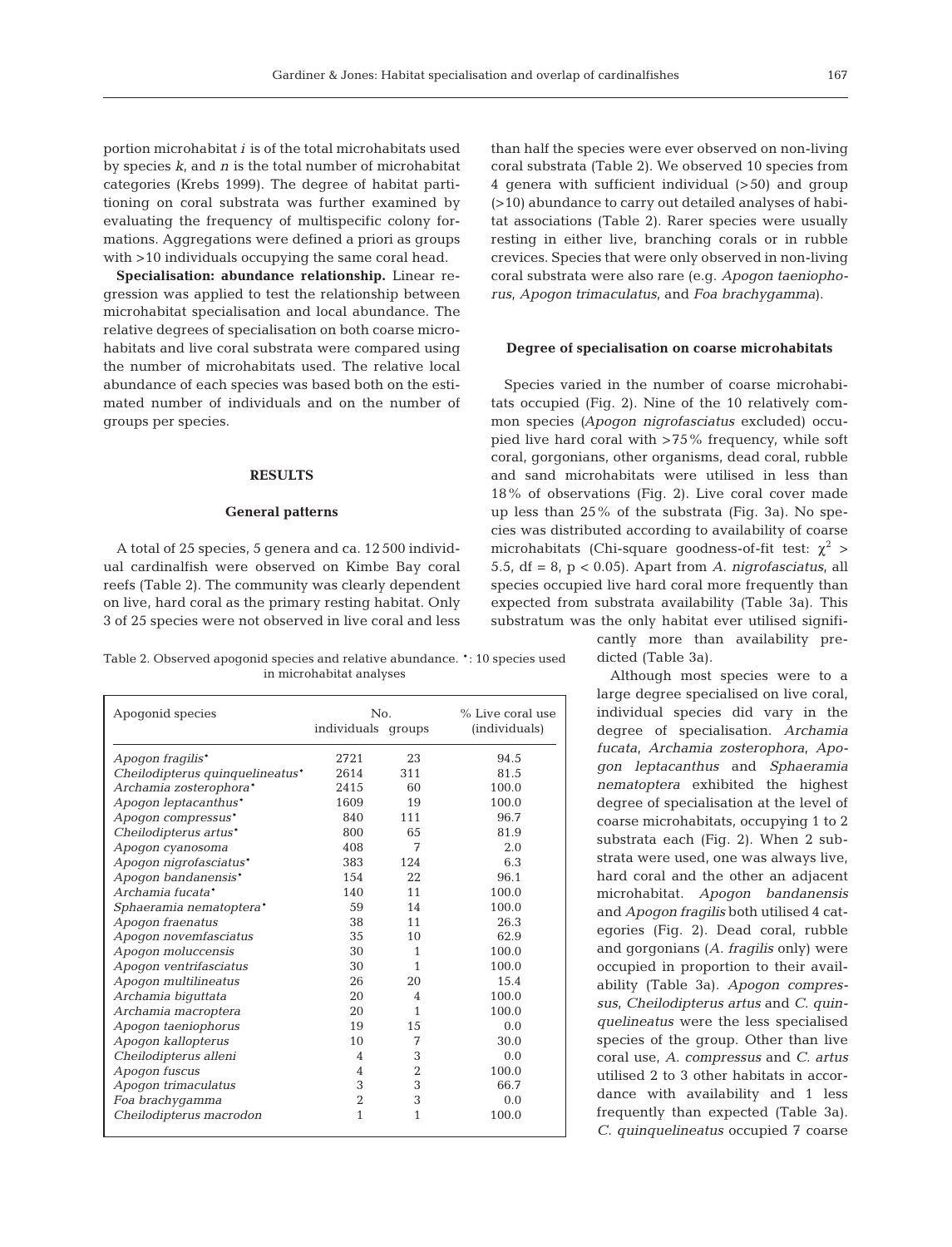portion microhabitat *i* is of the total microhabitats used by species *k*, and *n* is the total number of microhabitat categories (Krebs 1999). The degree of habitat partitioning on coral substrata was further examined by evaluating the frequency of multispecific colony formations. Aggregations were defined a priori as groups with >10 individuals occupying the same coral head.

**Specialisation: abundance relationship.** Linear regression was applied to test the relationship between microhabitat specialisation and local abundance. The relative degrees of specialisation on both coarse microhabitats and live coral substrata were compared using the number of microhabitats used. The relative local abundance of each species was based both on the estimated number of individuals and on the number of groups per species.

## RESULTS

### General patterns

A total of 25 species, 5 genera and ca. 12 500 individual cardinalfish were observed on Kimbe Bay coral reefs (Table 2). The community was clearly dependent on live, hard coral as the primary resting habitat. Only 3 of 25 species were not observed in live coral and less than half the species were ever observed on non-living coral substrata (Table 2). We observed 10 species from 4 genera with sufficient individual (>50) and group (>10) abundance to carry out detailed analyses of habitat associations (Table 2). Rarer species were usually resting in either live, branching corals or in rubble crevices. Species that were only observed in non-living coral substrata were also rare (e.g. *Apogon taeniophorus*, *Apogon trimaculatus*, and *Foa brachygamma*).

Table 2. Observed apogonid species and relative abundance. *: 10 species used in microhabitat analyses

| Apogonid species | No. individuals | No. groups | % Live coral use (individuals) |
|---|---|---|---|
| *Apogon fragilis** | 2721 | 23 | 94.5 |
| *Cheilodipterus quinquelineatus** | 2614 | 311 | 81.5 |
| *Archamia zosterophora** | 2415 | 60 | 100.0 |
| *Apogon leptacanthus** | 1609 | 19 | 100.0 |
| *Apogon compressus** | 840 | 111 | 96.7 |
| *Cheilodipterus artus** | 800 | 65 | 81.9 |
| *Apogon cyanosoma* | 408 | 7 | 2.0 |
| *Apogon nigrofasciatus** | 383 | 124 | 6.3 |
| *Apogon bandanensis** | 154 | 22 | 96.1 |
| *Archamia fucata** | 140 | 11 | 100.0 |
| *Sphaeramia nematoptera** | 59 | 14 | 100.0 |
| *Apogon fraenatus* | 38 | 11 | 26.3 |
| *Apogon novemfasciatus* | 35 | 10 | 62.9 |
| *Apogon moluccensis* | 30 | 1 | 100.0 |
| *Apogon ventrifasciatus* | 30 | 1 | 100.0 |
| *Apogon multilineatus* | 26 | 20 | 15.4 |
| *Archamia biguttata* | 20 | 4 | 100.0 |
| *Archamia macroptera* | 20 | 1 | 100.0 |
| *Apogon taeniophorus* | 19 | 15 | 0.0 |
| *Apogon kallopterus* | 10 | 7 | 30.0 |
| *Cheilodipterus alleni* | 4 | 3 | 0.0 |
| *Apogon fuscus* | 4 | 2 | 100.0 |
| *Apogon trimaculatus* | 3 | 3 | 66.7 |
| *Foa brachygamma* | 2 | 3 | 0.0 |
| *Cheilodipterus macrodon* | 1 | 1 | 100.0 |

### Degree of specialisation on coarse microhabitats

Species varied in the number of coarse microhabitats occupied (Fig. 2). Nine of the 10 relatively common species (*Apogon nigrofasciatus* excluded) occupied live hard coral with >75% frequency, while soft coral, gorgonians, other organisms, dead coral, rubble and sand microhabitats were utilised in less than 18% of observations (Fig. 2). Live coral cover made up less than 25% of the substrata (Fig. 3a). No species was distributed according to availability of coarse microhabitats (Chi-square goodness-of-fit test: $\chi^2 >$ 5.5, df = 8, $p < 0.05$). Apart from *A. nigrofasciatus*, all species occupied live hard coral more frequently than expected from substrata availability (Table 3a). This substratum was the only habitat ever utilised significantly more than availability predicted (Table 3a).

Although most species were to a large degree specialised on live coral, individual species did vary in the degree of specialisation. *Archamia fucata*, *Archamia zosterophora*, *Apogon leptacanthus* and *Sphaeramia nematoptera* exhibited the highest degree of specialisation at the level of coarse microhabitats, occupying 1 to 2 substrata each (Fig. 2). When 2 substrata were used, one was always live, hard coral and the other an adjacent microhabitat. *Apogon bandanensis* and *Apogon fragilis* both utilised 4 categories (Fig. 2). Dead coral, rubble and gorgonians (*A. fragilis* only) were occupied in proportion to their availability (Table 3a). *Apogon compressus*, *Cheilodipterus artus* and *C. quinquelineatus* were the less specialised species of the group. Other than live coral use, *A. compressus* and *C. artus* utilised 2 to 3 other habitats in accordance with availability and 1 less frequently than expected (Table 3a). *C. quinquelineatus* occupied 7 coarse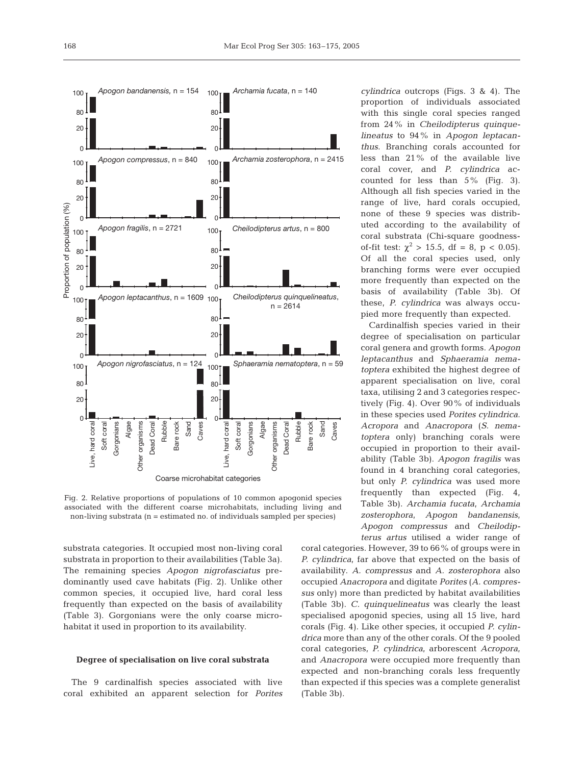Fig. 2. Relative proportions of populations of 10 common apogonid species associated with the different coarse microhabitats, including living and non-living substrata (n = estimated no. of individuals sampled per species)

substrata categories. It occupied most non-living coral substrata in proportion to their availabilities (Table 3a). The remaining species *Apogon nigrofasciatus* predominantly used cave habitats (Fig. 2). Unlike other common species, it occupied live, hard coral less frequently than expected on the basis of availability (Table 3). Gorgonians were the only coarse microhabitat it used in proportion to its availability.

### Degree of specialisation on live coral substrata

The 9 cardinalfish species associated with live coral exhibited an apparent selection for *Porites cylindrica* outcrops (Figs. 3 & 4). The proportion of individuals associated with this single coral species ranged from 24% in *Cheilodipterus quinquelineatus* to 94% in *Apogon leptacanthus*. Branching corals accounted for less than 21% of the available live coral cover, and *P. cylindrica* accounted for less than 5% (Fig. 3). Although all fish species varied in the range of live, hard corals occupied, none of these 9 species was distributed according to the availability of coral substrata (Chi-square goodness-of-fit test: $\chi^2 > 15.5$, df = 8, $p < 0.05$). Of all the coral species used, only branching forms were ever occupied more frequently than expected on the basis of availability (Table 3b). Of these, *P. cylindrica* was always occupied more frequently than expected.

Cardinalfish species varied in their degree of specialisation on particular coral genera and growth forms. *Apogon leptacanthus* and *Sphaeramia nematoptera* exhibited the highest degree of apparent specialisation on live, coral taxa, utilising 2 and 3 categories respectively (Fig. 4). Over 90% of individuals in these species used *Porites cylindrica*. *Acropora* and *Anacropora* (*S. nematoptera* only) branching corals were occupied in proportion to their availability (Table 3b). *Apogon fragilis* was found in 4 branching coral categories, but only *P. cylindrica* was used more frequently than expected (Fig. 4, Table 3b). *Archamia fucata*, *Archamia zosterophora*, *Apogon bandanensis*, *Apogon compressus* and *Cheilodipterus artus* utilised a wider range of coral categories. However, 39 to 66% of groups were in *P. cylindrica*, far above that expected on the basis of availability. *A. compressus* and *A. zosterophora* also occupied *Anacropora* and digitate *Porites* (*A. compressus* only) more than predicted by habitat availabilities (Table 3b). *C. quinquelineatus* was clearly the least specialised apogonid species, using all 15 live, hard corals (Fig. 4). Like other species, it occupied *P. cylindrica* more than any of the other corals. Of the 9 pooled coral categories, *P. cylindrica*, arborescent *Acropora*, and *Anacropora* were occupied more frequently than expected and non-branching corals less frequently than expected if this species was a complete generalist (Table 3b).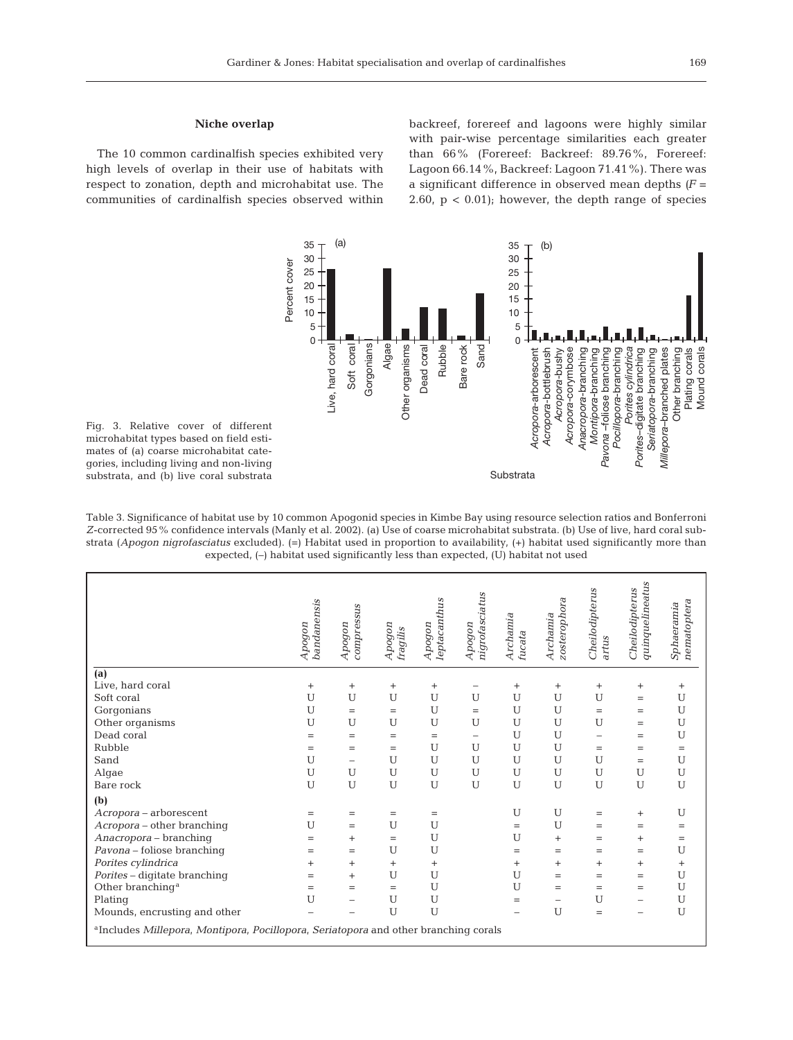### Niche overlap

The 10 common cardinalfish species exhibited very high levels of overlap in their use of habitats with respect to zonation, depth and microhabitat use. The communities of cardinalfish species observed within backreef, forereef and lagoons were highly similar with pair-wise percentage similarities each greater than 66% (Forereef: Backreef: 89.76%, Forereef: Lagoon 66.14%, Backreef: Lagoon 71.41%). There was a significant difference in observed mean depths ($F$ = 2.60, $p < 0.01$); however, the depth range of species

Fig. 3. Relative cover of different microhabitat types based on field estimates of (a) coarse microhabitat categories, including living and non-living substrata, and (b) live coral substrata

Table 3. Significance of habitat use by 10 common Apogonid species in Kimbe Bay using resource selection ratios and Bonferroni $Z$-corrected 95% confidence intervals (Manly et al. 2002). (a) Use of coarse microhabitat substrata. (b) Use of live, hard coral substrata (*Apogon nigrofasciatus* excluded). (=) Habitat used in proportion to availability, (+) habitat used significantly more than expected, (–) habitat used significantly less than expected, (U) habitat not used

| | *Apogon bandanensis* | *Apogon compressus* | *Apogon fragilis* | *Apogon leptacanthus* | *Apogon nigrofasciatus* | *Archamia fucata* | *Archamia zosterophora* | *Cheilodipterus artus* | *Cheilodipterus quinquelineatus* | *Sphaeramia nematoptera* |
|---|---|---|---|---|---|---|---|---|---|---|
| **(a)** | | | | | | | | | | |
| Live, hard coral | + | + | + | + | – | + | + | + | + | + |
| Soft coral | U | U | U | U | U | U | U | U | = | U |
| Gorgonians | U | = | = | U | = | U | U | = | = | U |
| Other organisms | U | U | U | U | U | U | U | U | = | U |
| Dead coral | = | = | = | = | – | U | U | – | = | U |
| Rubble | = | = | = | U | U | U | U | = | = | = |
| Sand | U | – | U | U | U | U | U | U | = | U |
| Algae | U | U | U | U | U | U | U | U | U | U |
| Bare rock | U | U | U | U | U | U | U | U | U | U |
| **(b)** | | | | | | | | | | |
| *Acropora* – arborescent | = | = | = | = | | U | U | = | + | U |
| *Acropora* – other branching | U | = | U | U | | = | U | = | = | = |
| *Anacropora* – branching | = | + | = | U | | U | + | = | + | = |
| *Pavona* – foliose branching | = | = | U | U | | = | = | = | = | U |
| *Porites cylindrica* | + | + | + | + | | + | + | + | + | + |
| *Porites* – digitate branching | = | + | U | U | | U | = | = | = | U |
| Other branching[a] | = | = | = | U | | U | = | = | = | U |
| Plating | U | – | U | U | | = | – | U | – | U |
| Mounds, encrusting and other | – | – | U | U | | – | U | = | – | U |

[a]Includes *Millepora*, *Montipora*, *Pocillopora*, *Seriatopora* and other branching corals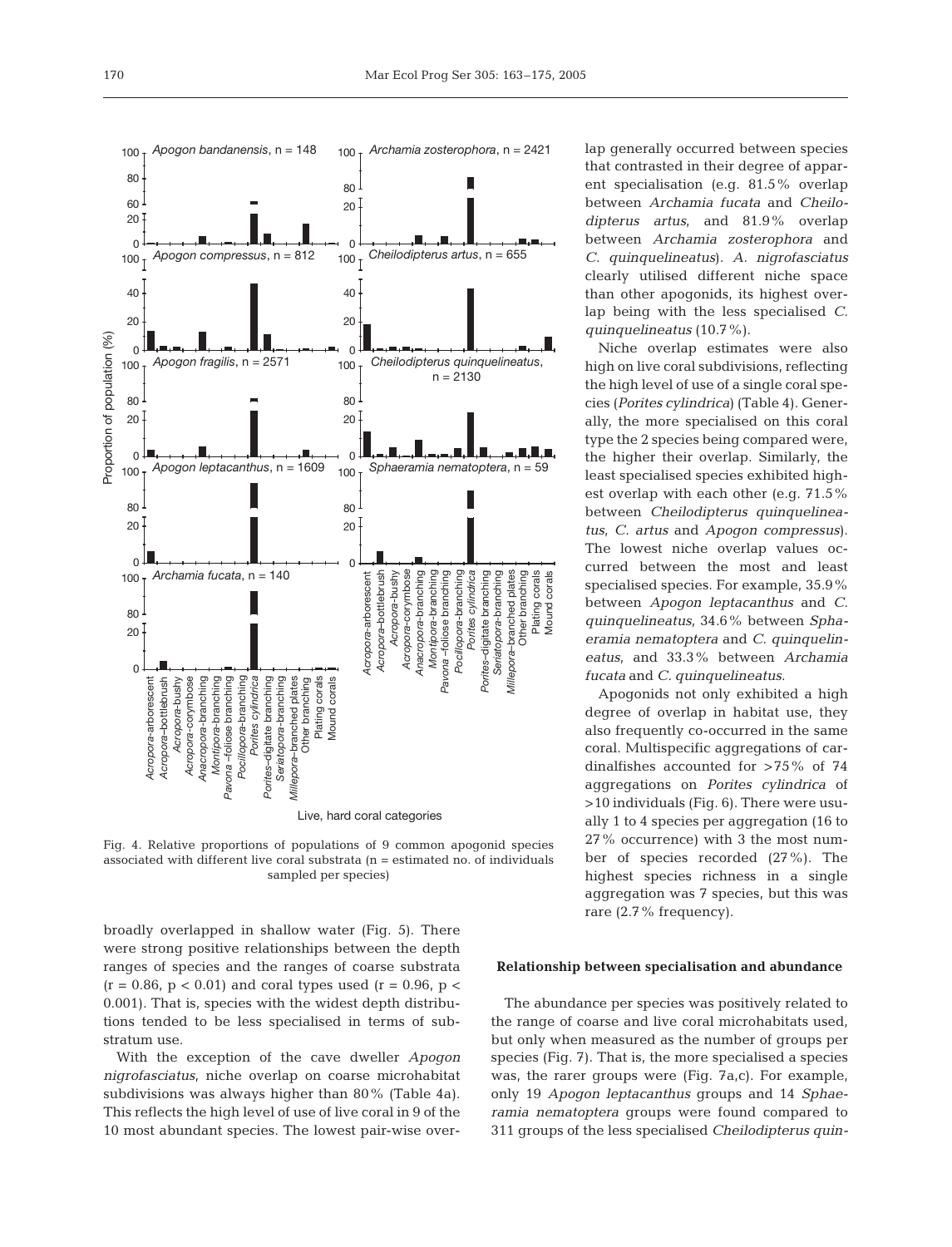Fig. 4. Relative proportions of populations of 9 common apogonid species associated with different live coral substrata (n = estimated no. of individuals sampled per species)

broadly overlapped in shallow water (Fig. 5). There were strong positive relationships between the depth ranges of species and the ranges of coarse substrata ($r = 0.86$, $p < 0.01$) and coral types used ($r = 0.96$, $p < 0.001$). That is, species with the widest depth distributions tended to be less specialised in terms of substratum use.

With the exception of the cave dweller *Apogon nigrofasciatus*, niche overlap on coarse microhabitat subdivisions was always higher than 80% (Table 4a). This reflects the high level of use of live coral in 9 of the 10 most abundant species. The lowest pair-wise overlap generally occurred between species that contrasted in their degree of apparent specialisation (e.g. 81.5% overlap between *Archamia fucata* and *Cheilodipterus artus*, and 81.9% overlap between *Archamia zosterophora* and *C. quinquelineatus*). *A. nigrofasciatus* clearly utilised different niche space than other apogonids, its highest overlap being with the less specialised *C. quinquelineatus* (10.7%).

Niche overlap estimates were also high on live coral subdivisions, reflecting the high level of use of a single coral species (*Porites cylindrica*) (Table 4). Generally, the more specialised on this coral type the 2 species being compared were, the higher their overlap. Similarly, the least specialised species exhibited highest overlap with each other (e.g. 71.5% between *Cheilodipterus quinquelineatus*, *C. artus* and *Apogon compressus*). The lowest niche overlap values occurred between the most and least specialised species. For example, 35.9% between *Apogon leptacanthus* and *C. quinquelineatus*, 34.6% between *Sphaeramia nematoptera* and *C. quinquelineatus*, and 33.3% between *Archamia fucata* and *C. quinquelineatus*.

Apogonids not only exhibited a high degree of overlap in habitat use, they also frequently co-occurred in the same coral. Multispecific aggregations of cardinalfishes accounted for >75% of 74 aggregations on *Porites cylindrica* of >10 individuals (Fig. 6). There were usually 1 to 4 species per aggregation (16 to 27% occurrence) with 3 the most number of species recorded (27%). The highest species richness in a single aggregation was 7 species, but this was rare (2.7% frequency).

## Relationship between specialisation and abundance

The abundance per species was positively related to the range of coarse and live coral microhabitats used, but only when measured as the number of groups per species (Fig. 7). That is, the more specialised a species was, the rarer groups were (Fig. 7a,c). For example, only 19 *Apogon leptacanthus* groups and 14 *Sphaeramia nematoptera* groups were found compared to 311 groups of the less specialised *Cheilodipterus quin-*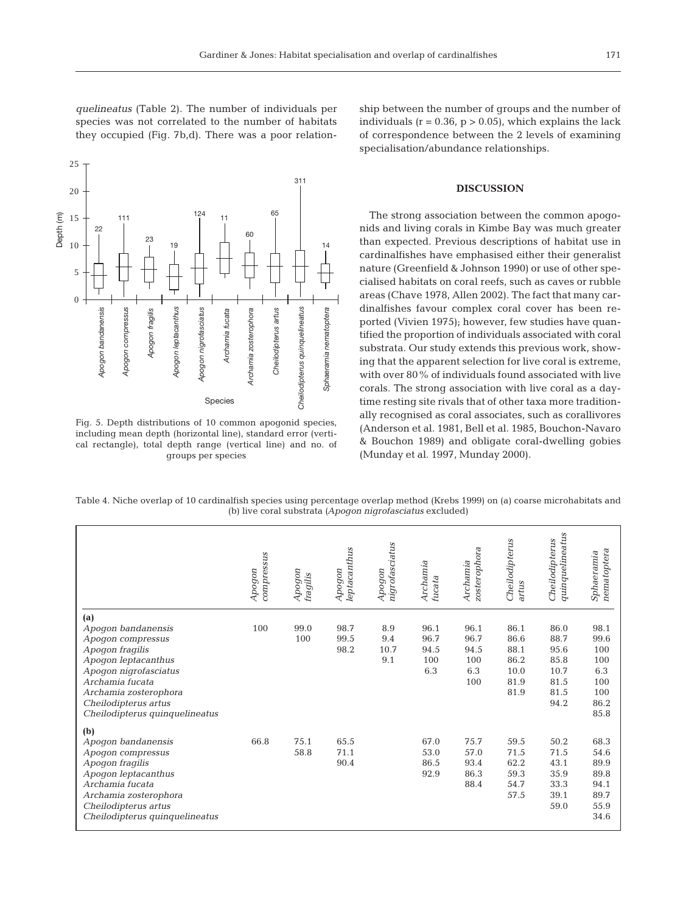*quelineatus* (Table 2). The number of individuals per species was not correlated to the number of habitats they occupied (Fig. 7b,d). There was a poor relationship between the number of groups and the number of individuals ($r = 0.36$, $p > 0.05$), which explains the lack of correspondence between the 2 levels of examining specialisation/abundance relationships.

Fig. 5. Depth distributions of 10 common apogonid species, including mean depth (horizontal line), standard error (vertical rectangle), total depth range (vertical line) and no. of groups per species

## DISCUSSION

The strong association between the common apogonids and living corals in Kimbe Bay was much greater than expected. Previous descriptions of habitat use in cardinalfishes have emphasised either their generalist nature (Greenfield & Johnson 1990) or use of other specialised habitats on coral reefs, such as caves or rubble areas (Chave 1978, Allen 2002). The fact that many cardinalfishes favour complex coral cover has been reported (Vivien 1975); however, few studies have quantified the proportion of individuals associated with coral substrata. Our study extends this previous work, showing that the apparent selection for live coral is extreme, with over 80% of individuals found associated with live corals. The strong association with live coral as a daytime resting site rivals that of other taxa more traditionally recognised as coral associates, such as corallivores (Anderson et al. 1981, Bell et al. 1985, Bouchon-Navaro & Bouchon 1989) and obligate coral-dwelling gobies (Munday et al. 1997, Munday 2000).

Table 4. Niche overlap of 10 cardinalfish species using percentage overlap method (Krebs 1999) on (a) coarse microhabitats and (b) live coral substrata (*Apogon nigrofasciatus* excluded)

| | *Apogon compressus* | *Apogon fragilis* | *Apogon leptacanthus* | *Apogon nigrofasciatus* | *Archamia fucata* | *Archamia zosterophora* | *Cheilodipterus artus* | *Cheilodipterus quinquelineatus* | *Sphaeramia nematoptera* |
|---|---|---|---|---|---|---|---|---|---|
| **(a)** | | | | | | | | | |
| *Apogon bandanensis* | 100 | 99.0 | 98.7 | 8.9 | 96.1 | 96.1 | 86.1 | 86.0 | 98.1 |
| *Apogon compressus* | | 100 | 99.5 | 9.4 | 96.7 | 96.7 | 86.6 | 88.7 | 99.6 |
| *Apogon fragilis* | | | 98.2 | 10.7 | 94.5 | 94.5 | 88.1 | 95.6 | 100 |
| *Apogon leptacanthus* | | | | 9.1 | 100 | 100 | 86.2 | 85.8 | 100 |
| *Apogon nigrofasciatus* | | | | | 6.3 | 6.3 | 10.0 | 10.7 | 6.3 |
| *Archamia fucata* | | | | | | 100 | 81.9 | 81.5 | 100 |
| *Archamia zosterophora* | | | | | | | 81.9 | 81.5 | 100 |
| *Cheilodipterus artus* | | | | | | | | 94.2 | 86.2 |
| *Cheilodipterus quinquelineatus* | | | | | | | | | 85.8 |
| **(b)** | | | | | | | | | |
| *Apogon bandanensis* | 66.8 | 75.1 | 65.5 | | 67.0 | 75.7 | 59.5 | 50.2 | 68.3 |
| *Apogon compressus* | | 58.8 | 71.1 | | 53.0 | 57.0 | 71.5 | 71.5 | 54.6 |
| *Apogon fragilis* | | | 90.4 | | 86.5 | 93.4 | 62.2 | 43.1 | 89.9 |
| *Apogon leptacanthus* | | | | | 92.9 | 86.3 | 59.3 | 35.9 | 89.8 |
| *Archamia fucata* | | | | | | 88.4 | 54.7 | 33.3 | 94.1 |
| *Archamia zosterophora* | | | | | | | 57.5 | 39.1 | 89.7 |
| *Cheilodipterus artus* | | | | | | | | 59.0 | 55.9 |
| *Cheilodipterus quinquelineatus* | | | | | | | | | 34.6 |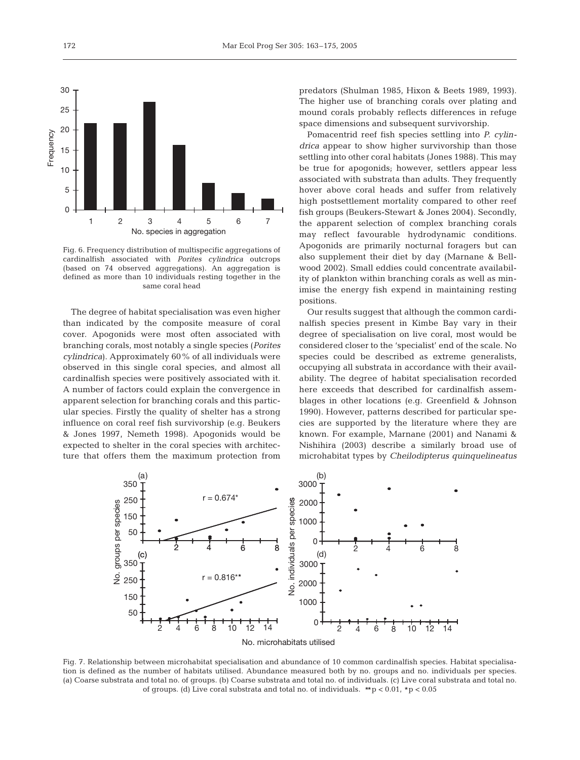Fig. 6. Frequency distribution of multispecific aggregations of cardinalfish associated with *Porites cylindrica* outcrops (based on 74 observed aggregations). An aggregation is defined as more than 10 individuals resting together in the same coral head

The degree of habitat specialisation was even higher than indicated by the composite measure of coral cover. Apogonids were most often associated with branching corals, most notably a single species (*Porites cylindrica*). Approximately 60% of all individuals were observed in this single coral species, and almost all cardinalfish species were positively associated with it. A number of factors could explain the convergence in apparent selection for branching corals and this particular species. Firstly the quality of shelter has a strong influence on coral reef fish survivorship (e.g. Beukers & Jones 1997, Nemeth 1998). Apogonids would be expected to shelter in the coral species with architecture that offers them the maximum protection from predators (Shulman 1985, Hixon & Beets 1989, 1993). The higher use of branching corals over plating and mound corals probably reflects differences in refuge space dimensions and subsequent survivorship.

Pomacentrid reef fish species settling into *P. cylindrica* appear to show higher survivorship than those settling into other coral habitats (Jones 1988). This may be true for apogonids; however, settlers appear less associated with substrata than adults. They frequently hover above coral heads and suffer from relatively high postsettlement mortality compared to other reef fish groups (Beukers-Stewart & Jones 2004). Secondly, the apparent selection of complex branching corals may reflect favourable hydrodynamic conditions. Apogonids are primarily nocturnal foragers but can also supplement their diet by day (Marnane & Bellwood 2002). Small eddies could concentrate availability of plankton within branching corals as well as minimise the energy fish expend in maintaining resting positions.

Our results suggest that although the common cardinalfish species present in Kimbe Bay vary in their degree of specialisation on live coral, most would be considered closer to the 'specialist' end of the scale. No species could be described as extreme generalists, occupying all substrata in accordance with their availability. The degree of habitat specialisation recorded here exceeds that described for cardinalfish assemblages in other locations (e.g. Greenfield & Johnson 1990). However, patterns described for particular species are supported by the literature where they are known. For example, Marnane (2001) and Nanami & Nishihira (2003) describe a similarly broad use of microhabitat types by *Cheilodipterus quinquelineatus*

Fig. 7. Relationship between microhabitat specialisation and abundance of 10 common cardinalfish species. Habitat specialisation is defined as the number of habitats utilised. Abundance measured both by no. groups and no. individuals per species. (a) Coarse substrata and total no. of groups. (b) Coarse substrata and total no. of individuals. (c) Live coral substrata and total no. of groups. (d) Live coral substrata and total no. of individuals. $^{**}p < 0.01$, $^{*}p < 0.05$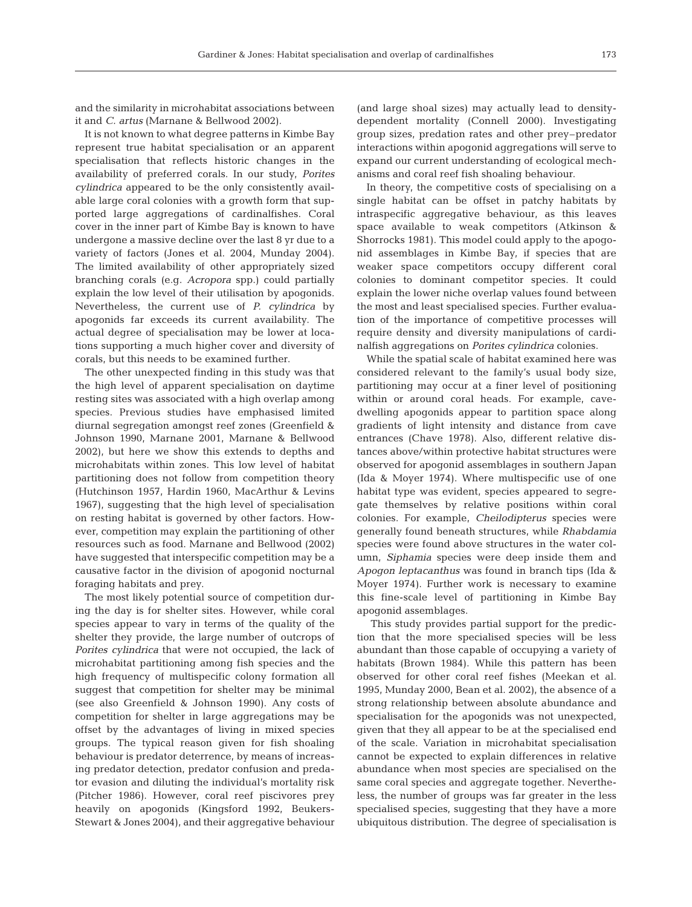and the similarity in microhabitat associations between it and *C. artus* (Marnane & Bellwood 2002).

It is not known to what degree patterns in Kimbe Bay represent true habitat specialisation or an apparent specialisation that reflects historic changes in the availability of preferred corals. In our study, *Porites cylindrica* appeared to be the only consistently available large coral colonies with a growth form that supported large aggregations of cardinalfishes. Coral cover in the inner part of Kimbe Bay is known to have undergone a massive decline over the last 8 yr due to a variety of factors (Jones et al. 2004, Munday 2004). The limited availability of other appropriately sized branching corals (e.g. *Acropora* spp.) could partially explain the low level of their utilisation by apogonids. Nevertheless, the current use of *P. cylindrica* by apogonids far exceeds its current availability. The actual degree of specialisation may be lower at locations supporting a much higher cover and diversity of corals, but this needs to be examined further.

The other unexpected finding in this study was that the high level of apparent specialisation on daytime resting sites was associated with a high overlap among species. Previous studies have emphasised limited diurnal segregation amongst reef zones (Greenfield & Johnson 1990, Marnane 2001, Marnane & Bellwood 2002), but here we show this extends to depths and microhabitats within zones. This low level of habitat partitioning does not follow from competition theory (Hutchinson 1957, Hardin 1960, MacArthur & Levins 1967), suggesting that the high level of specialisation on resting habitat is governed by other factors. However, competition may explain the partitioning of other resources such as food. Marnane and Bellwood (2002) have suggested that interspecific competition may be a causative factor in the division of apogonid nocturnal foraging habitats and prey.

The most likely potential source of competition during the day is for shelter sites. However, while coral species appear to vary in terms of the quality of the shelter they provide, the large number of outcrops of *Porites cylindrica* that were not occupied, the lack of microhabitat partitioning among fish species and the high frequency of multispecific colony formation all suggest that competition for shelter may be minimal (see also Greenfield & Johnson 1990). Any costs of competition for shelter in large aggregations may be offset by the advantages of living in mixed species groups. The typical reason given for fish shoaling behaviour is predator deterrence, by means of increasing predator detection, predator confusion and predator evasion and diluting the individual's mortality risk (Pitcher 1986). However, coral reef piscivores prey heavily on apogonids (Kingsford 1992, Beukers-Stewart & Jones 2004), and their aggregative behaviour (and large shoal sizes) may actually lead to density-dependent mortality (Connell 2000). Investigating group sizes, predation rates and other prey–predator interactions within apogonid aggregations will serve to expand our current understanding of ecological mechanisms and coral reef fish shoaling behaviour.

In theory, the competitive costs of specialising on a single habitat can be offset in patchy habitats by intraspecific aggregative behaviour, as this leaves space available to weak competitors (Atkinson & Shorrocks 1981). This model could apply to the apogonid assemblages in Kimbe Bay, if species that are weaker space competitors occupy different coral colonies to dominant competitor species. It could explain the lower niche overlap values found between the most and least specialised species. Further evaluation of the importance of competitive processes will require density and diversity manipulations of cardinalfish aggregations on *Porites cylindrica* colonies.

While the spatial scale of habitat examined here was considered relevant to the family's usual body size, partitioning may occur at a finer level of positioning within or around coral heads. For example, cave-dwelling apogonids appear to partition space along gradients of light intensity and distance from cave entrances (Chave 1978). Also, different relative distances above/within protective habitat structures were observed for apogonid assemblages in southern Japan (Ida & Moyer 1974). Where multispecific use of one habitat type was evident, species appeared to segregate themselves by relative positions within coral colonies. For example, *Cheilodipterus* species were generally found beneath structures, while *Rhabdamia* species were found above structures in the water column, *Siphamia* species were deep inside them and *Apogon leptacanthus* was found in branch tips (Ida & Moyer 1974). Further work is necessary to examine this fine-scale level of partitioning in Kimbe Bay apogonid assemblages.

This study provides partial support for the prediction that the more specialised species will be less abundant than those capable of occupying a variety of habitats (Brown 1984). While this pattern has been observed for other coral reef fishes (Meekan et al. 1995, Munday 2000, Bean et al. 2002), the absence of a strong relationship between absolute abundance and specialisation for the apogonids was not unexpected, given that they all appear to be at the specialised end of the scale. Variation in microhabitat specialisation cannot be expected to explain differences in relative abundance when most species are specialised on the same coral species and aggregate together. Nevertheless, the number of groups was far greater in the less specialised species, suggesting that they have a more ubiquitous distribution. The degree of specialisation is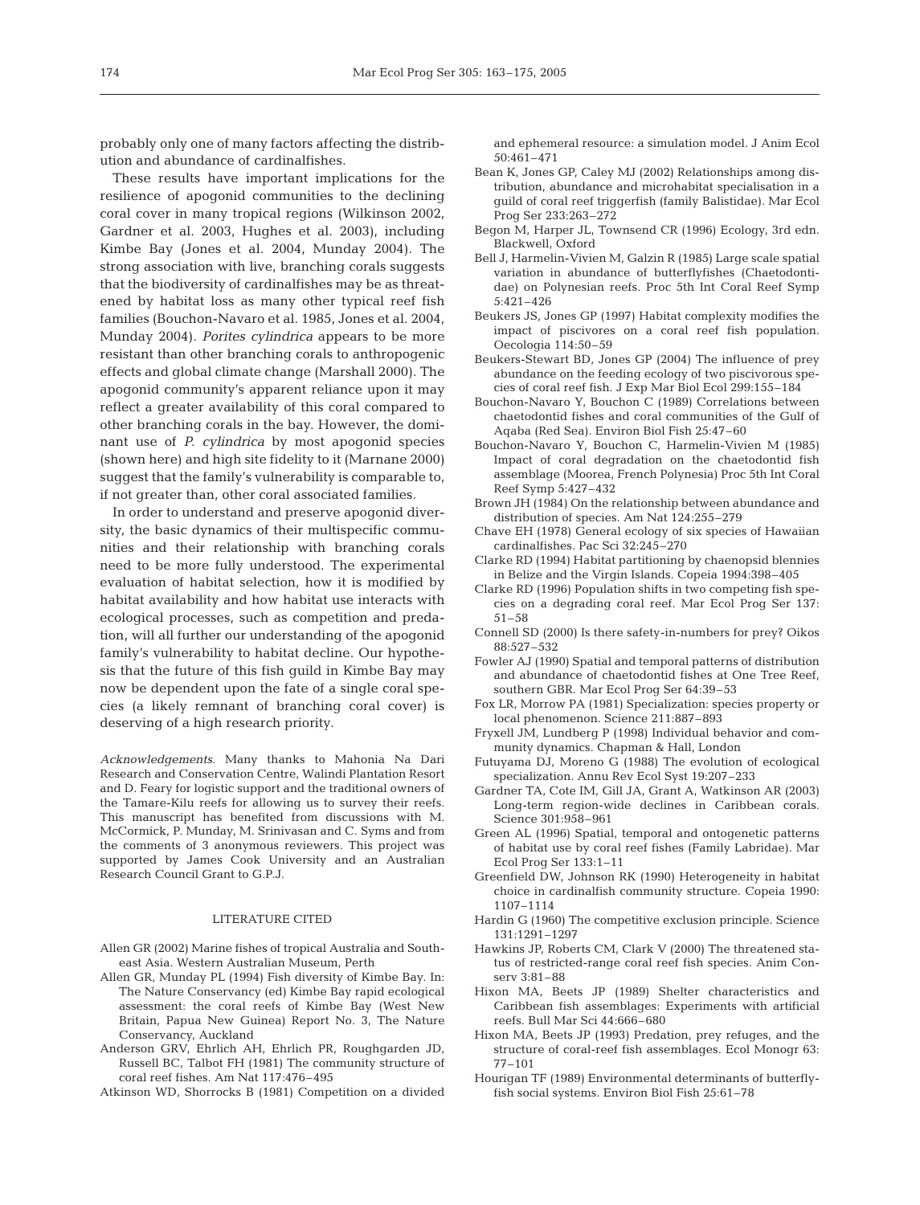probably only one of many factors affecting the distribution and abundance of cardinalfishes.

These results have important implications for the resilience of apogonid communities to the declining coral cover in many tropical regions (Wilkinson 2002, Gardner et al. 2003, Hughes et al. 2003), including Kimbe Bay (Jones et al. 2004, Munday 2004). The strong association with live, branching corals suggests that the biodiversity of cardinalfishes may be as threatened by habitat loss as many other typical reef fish families (Bouchon-Navaro et al. 1985, Jones et al. 2004, Munday 2004). *Porites cylindrica* appears to be more resistant than other branching corals to anthropogenic effects and global climate change (Marshall 2000). The apogonid community's apparent reliance upon it may reflect a greater availability of this coral compared to other branching corals in the bay. However, the dominant use of *P. cylindrica* by most apogonid species (shown here) and high site fidelity to it (Marnane 2000) suggest that the family's vulnerability is comparable to, if not greater than, other coral associated families.

In order to understand and preserve apogonid diversity, the basic dynamics of their multispecific communities and their relationship with branching corals need to be more fully understood. The experimental evaluation of habitat selection, how it is modified by habitat availability and how habitat use interacts with ecological processes, such as competition and predation, will all further our understanding of the apogonid family's vulnerability to habitat decline. Our hypothesis that the future of this fish guild in Kimbe Bay may now be dependent upon the fate of a single coral species (a likely remnant of branching coral cover) is deserving of a high research priority.

*Acknowledgements.* Many thanks to Mahonia Na Dari Research and Conservation Centre, Walindi Plantation Resort and D. Feary for logistic support and the traditional owners of the Tamare-Kilu reefs for allowing us to survey their reefs. This manuscript has benefited from discussions with M. McCormick, P. Munday, M. Srinivasan and C. Syms and from the comments of 3 anonymous reviewers. This project was supported by James Cook University and an Australian Research Council Grant to G.P.J.

## LITERATURE CITED

- Allen GR (2002) Marine fishes of tropical Australia and South-east Asia. Western Australian Museum, Perth
- Allen GR, Munday PL (1994) Fish diversity of Kimbe Bay. In: The Nature Conservancy (ed) Kimbe Bay rapid ecological assessment: the coral reefs of Kimbe Bay (West New Britain, Papua New Guinea) Report No. 3, The Nature Conservancy, Auckland
- Anderson GRV, Ehrlich AH, Ehrlich PR, Roughgarden JD, Russell BC, Talbot FH (1981) The community structure of coral reef fishes. Am Nat 117:476–495
- Atkinson WD, Shorrocks B (1981) Competition on a divided and ephemeral resource: a simulation model. J Anim Ecol 50:461–471
- Bean K, Jones GP, Caley MJ (2002) Relationships among distribution, abundance and microhabitat specialisation in a guild of coral reef triggerfish (family Balistidae). Mar Ecol Prog Ser 233:263–272
- Begon M, Harper JL, Townsend CR (1996) Ecology, 3rd edn. Blackwell, Oxford
- Bell J, Harmelin-Vivien M, Galzin R (1985) Large scale spatial variation in abundance of butterflyfishes (Chaetodontidae) on Polynesian reefs. Proc 5th Int Coral Reef Symp 5:421–426
- Beukers JS, Jones GP (1997) Habitat complexity modifies the impact of piscivores on a coral reef fish population. Oecologia 114:50–59
- Beukers-Stewart BD, Jones GP (2004) The influence of prey abundance on the feeding ecology of two piscivorous species of coral reef fish. J Exp Mar Biol Ecol 299:155–184
- Bouchon-Navaro Y, Bouchon C (1989) Correlations between chaetodontid fishes and coral communities of the Gulf of Aqaba (Red Sea). Environ Biol Fish 25:47–60
- Bouchon-Navaro Y, Bouchon C, Harmelin-Vivien M (1985) Impact of coral degradation on the chaetodontid fish assemblage (Moorea, French Polynesia) Proc 5th Int Coral Reef Symp 5:427–432
- Brown JH (1984) On the relationship between abundance and distribution of species. Am Nat 124:255–279
- Chave EH (1978) General ecology of six species of Hawaiian cardinalfishes. Pac Sci 32:245–270
- Clarke RD (1994) Habitat partitioning by chaenopsid blennies in Belize and the Virgin Islands. Copeia 1994:398–405
- Clarke RD (1996) Population shifts in two competing fish species on a degrading coral reef. Mar Ecol Prog Ser 137: 51–58
- Connell SD (2000) Is there safety-in-numbers for prey? Oikos 88:527–532
- Fowler AJ (1990) Spatial and temporal patterns of distribution and abundance of chaetodontid fishes at One Tree Reef, southern GBR. Mar Ecol Prog Ser 64:39–53
- Fox LR, Morrow PA (1981) Specialization: species property or local phenomenon. Science 211:887–893
- Fryxell JM, Lundberg P (1998) Individual behavior and community dynamics. Chapman & Hall, London
- Futuyama DJ, Moreno G (1988) The evolution of ecological specialization. Annu Rev Ecol Syst 19:207–233
- Gardner TA, Cote IM, Gill JA, Grant A, Watkinson AR (2003) Long-term region-wide declines in Caribbean corals. Science 301:958–961
- Green AL (1996) Spatial, temporal and ontogenetic patterns of habitat use by coral reef fishes (Family Labridae). Mar Ecol Prog Ser 133:1–11
- Greenfield DW, Johnson RK (1990) Heterogeneity in habitat choice in cardinalfish community structure. Copeia 1990: 1107–1114
- Hardin G (1960) The competitive exclusion principle. Science 131:1291–1297
- Hawkins JP, Roberts CM, Clark V (2000) The threatened status of restricted-range coral reef fish species. Anim Conserv 3:81–88
- Hixon MA, Beets JP (1989) Shelter characteristics and Caribbean fish assemblages: Experiments with artificial reefs. Bull Mar Sci 44:666–680
- Hixon MA, Beets JP (1993) Predation, prey refuges, and the structure of coral-reef fish assemblages. Ecol Monogr 63: 77–101
- Hourigan TF (1989) Environmental determinants of butterflyfish social systems. Environ Biol Fish 25:61–78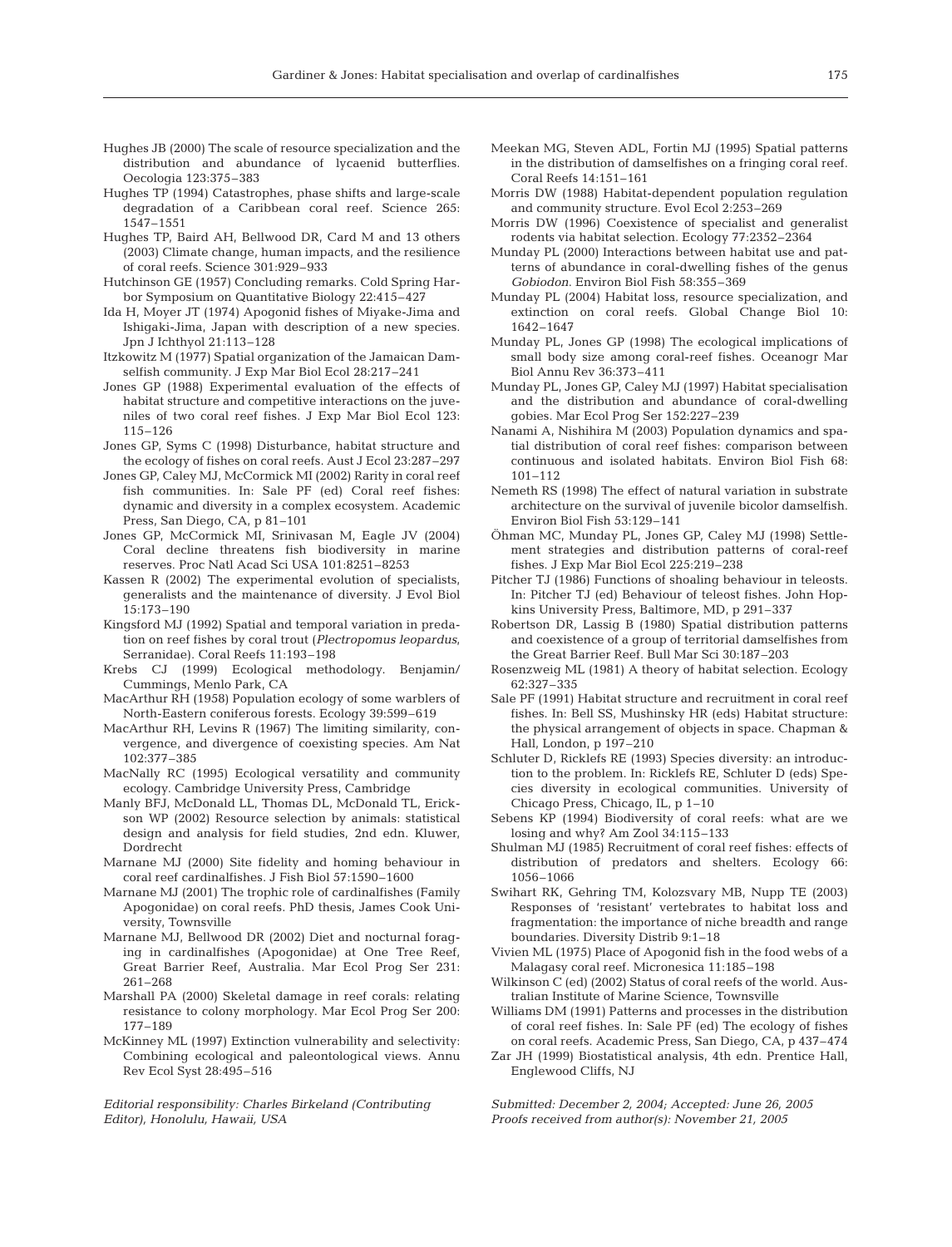Hughes JB (2000) The scale of resource specialization and the distribution and abundance of lycaenid butterflies. Oecologia 123:375–383

Hughes TP (1994) Catastrophes, phase shifts and large-scale degradation of a Caribbean coral reef. Science 265: 1547–1551

Hughes TP, Baird AH, Bellwood DR, Card M and 13 others (2003) Climate change, human impacts, and the resilience of coral reefs. Science 301:929–933

Hutchinson GE (1957) Concluding remarks. Cold Spring Harbor Symposium on Quantitative Biology 22:415–427

Ida H, Moyer JT (1974) Apogonid fishes of Miyake-Jima and Ishigaki-Jima, Japan with description of a new species. Jpn J Ichthyol 21:113–128

Itzkowitz M (1977) Spatial organization of the Jamaican Damselfish community. J Exp Mar Biol Ecol 28:217–241

Jones GP (1988) Experimental evaluation of the effects of habitat structure and competitive interactions on the juveniles of two coral reef fishes. J Exp Mar Biol Ecol 123: 115–126

Jones GP, Syms C (1998) Disturbance, habitat structure and the ecology of fishes on coral reefs. Aust J Ecol 23:287–297

Jones GP, Caley MJ, McCormick MI (2002) Rarity in coral reef fish communities. In: Sale PF (ed) Coral reef fishes: dynamic and diversity in a complex ecosystem. Academic Press, San Diego, CA, p 81–101

Jones GP, McCormick MI, Srinivasan M, Eagle JV (2004) Coral decline threatens fish biodiversity in marine reserves. Proc Natl Acad Sci USA 101:8251–8253

Kassen R (2002) The experimental evolution of specialists, generalists and the maintenance of diversity. J Evol Biol 15:173–190

Kingsford MJ (1992) Spatial and temporal variation in predation on reef fishes by coral trout (*Plectropomus leopardus*, Serranidae). Coral Reefs 11:193–198

Krebs CJ (1999) Ecological methodology. Benjamin/ Cummings, Menlo Park, CA

MacArthur RH (1958) Population ecology of some warblers of North-Eastern coniferous forests. Ecology 39:599–619

MacArthur RH, Levins R (1967) The limiting similarity, convergence, and divergence of coexisting species. Am Nat 102:377–385

MacNally RC (1995) Ecological versatility and community ecology. Cambridge University Press, Cambridge

Manly BFJ, McDonald LL, Thomas DL, McDonald TL, Erickson WP (2002) Resource selection by animals: statistical design and analysis for field studies, 2nd edn. Kluwer, Dordrecht

Marnane MJ (2000) Site fidelity and homing behaviour in coral reef cardinalfishes. J Fish Biol 57:1590–1600

Marnane MJ (2001) The trophic role of cardinalfishes (Family Apogonidae) on coral reefs. PhD thesis, James Cook University, Townsville

Marnane MJ, Bellwood DR (2002) Diet and nocturnal foraging in cardinalfishes (Apogonidae) at One Tree Reef, Great Barrier Reef, Australia. Mar Ecol Prog Ser 231: 261–268

Marshall PA (2000) Skeletal damage in reef corals: relating resistance to colony morphology. Mar Ecol Prog Ser 200: 177–189

McKinney ML (1997) Extinction vulnerability and selectivity: Combining ecological and paleontological views. Annu Rev Ecol Syst 28:495–516

Meekan MG, Steven ADL, Fortin MJ (1995) Spatial patterns in the distribution of damselfishes on a fringing coral reef. Coral Reefs 14:151–161

Morris DW (1988) Habitat-dependent population regulation and community structure. Evol Ecol 2:253–269

Morris DW (1996) Coexistence of specialist and generalist rodents via habitat selection. Ecology 77:2352–2364

Munday PL (2000) Interactions between habitat use and patterns of abundance in coral-dwelling fishes of the genus *Gobiodon*. Environ Biol Fish 58:355–369

Munday PL (2004) Habitat loss, resource specialization, and extinction on coral reefs. Global Change Biol 10: 1642–1647

Munday PL, Jones GP (1998) The ecological implications of small body size among coral-reef fishes. Oceanogr Mar Biol Annu Rev 36:373–411

Munday PL, Jones GP, Caley MJ (1997) Habitat specialisation and the distribution and abundance of coral-dwelling gobies. Mar Ecol Prog Ser 152:227–239

Nanami A, Nishihira M (2003) Population dynamics and spatial distribution of coral reef fishes: comparison between continuous and isolated habitats. Environ Biol Fish 68: 101–112

Nemeth RS (1998) The effect of natural variation in substrate architecture on the survival of juvenile bicolor damselfish. Environ Biol Fish 53:129–141

Öhman MC, Munday PL, Jones GP, Caley MJ (1998) Settlement strategies and distribution patterns of coral-reef fishes. J Exp Mar Biol Ecol 225:219–238

Pitcher TJ (1986) Functions of shoaling behaviour in teleosts. In: Pitcher TJ (ed) Behaviour of teleost fishes. John Hopkins University Press, Baltimore, MD, p 291–337

Robertson DR, Lassig B (1980) Spatial distribution patterns and coexistence of a group of territorial damselfishes from the Great Barrier Reef. Bull Mar Sci 30:187–203

Rosenzweig ML (1981) A theory of habitat selection. Ecology 62:327–335

Sale PF (1991) Habitat structure and recruitment in coral reef fishes. In: Bell SS, Mushinsky HR (eds) Habitat structure: the physical arrangement of objects in space. Chapman & Hall, London, p 197–210

Schluter D, Ricklefs RE (1993) Species diversity: an introduction to the problem. In: Ricklefs RE, Schluter D (eds) Species diversity in ecological communities. University of Chicago Press, Chicago, IL, p 1–10

Sebens KP (1994) Biodiversity of coral reefs: what are we losing and why? Am Zool 34:115–133

Shulman MJ (1985) Recruitment of coral reef fishes: effects of distribution of predators and shelters. Ecology 66: 1056–1066

Swihart RK, Gehring TM, Kolozsvary MB, Nupp TE (2003) Responses of 'resistant' vertebrates to habitat loss and fragmentation: the importance of niche breadth and range boundaries. Diversity Distrib 9:1–18

Vivien ML (1975) Place of Apogonid fish in the food webs of a Malagasy coral reef. Micronesica 11:185–198

Wilkinson C (ed) (2002) Status of coral reefs of the world. Australian Institute of Marine Science, Townsville

Williams DM (1991) Patterns and processes in the distribution of coral reef fishes. In: Sale PF (ed) The ecology of fishes on coral reefs. Academic Press, San Diego, CA, p 437–474

Zar JH (1999) Biostatistical analysis, 4th edn. Prentice Hall, Englewood Cliffs, NJ

*Editorial responsibility: Charles Birkeland (Contributing Editor), Honolulu, Hawaii, USA*

*Submitted: December 2, 2004; Accepted: June 26, 2005*
*Proofs received from author(s): November 21, 2005*